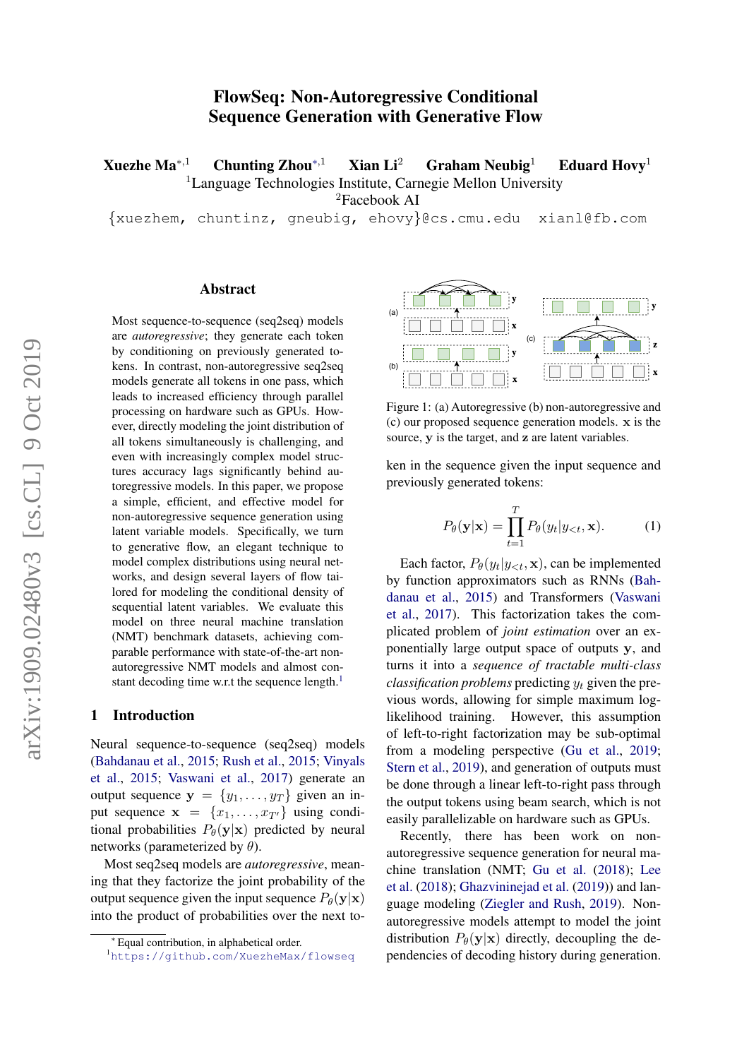# FlowSeq: Non-Autoregressive Conditional Sequence Generation with Generative Flow

**Xuezhe Ma**[*,1] **Chunting Zhou**[*,1] **Xian Li**[2] **Graham Neubig**[1] **Eduard Hovy**[1]

[1]Language Technologies Institute, Carnegie Mellon University

[2]Facebook AI

{xuezhem, chuntinz, gneubig, ehovy}@cs.cmu.edu xianl@fb.com

## Abstract

Most sequence-to-sequence (seq2seq) models are *autoregressive*; they generate each token by conditioning on previously generated tokens. In contrast, non-autoregressive seq2seq models generate all tokens in one pass, which leads to increased efficiency through parallel processing on hardware such as GPUs. However, directly modeling the joint distribution of all tokens simultaneously is challenging, and even with increasingly complex model structures accuracy lags significantly behind autoregressive models. In this paper, we propose a simple, efficient, and effective model for non-autoregressive sequence generation using latent variable models. Specifically, we turn to generative flow, an elegant technique to model complex distributions using neural networks, and design several layers of flow tailored for modeling the conditional density of sequential latent variables. We evaluate this model on three neural machine translation (NMT) benchmark datasets, achieving comparable performance with state-of-the-art non-autoregressive NMT models and almost constant decoding time w.r.t the sequence length.[1]

## 1 Introduction

Neural sequence-to-sequence (seq2seq) models (Bahdanau et al., 2015; Rush et al., 2015; Vinyals et al., 2015; Vaswani et al., 2017) generate an output sequence $\mathbf{y} = \{y_1, \ldots, y_T\}$ given an input sequence $\mathbf{x} = \{x_1, \ldots, x_{T'}\}$ using conditional probabilities $P_\theta(\mathbf{y}|\mathbf{x})$ predicted by neural networks (parameterized by $\theta$).

Most seq2seq models are *autoregressive*, meaning that they factorize the joint probability of the output sequence given the input sequence $P_\theta(\mathbf{y}|\mathbf{x})$ into the product of probabilities over the next token in the sequence given the input sequence and previously generated tokens:

$$P_\theta(\mathbf{y}|\mathbf{x}) = \prod_{t=1}^{T} P_\theta(y_t|y_{<t}, \mathbf{x}). \quad (1)$$

Figure 1: (a) Autoregressive (b) non-autoregressive and (c) our proposed sequence generation models. $\mathbf{x}$ is the source, $\mathbf{y}$ is the target, and $\mathbf{z}$ are latent variables.

Each factor, $P_\theta(y_t|y_{<t}, \mathbf{x})$, can be implemented by function approximators such as RNNs (Bahdanau et al., 2015) and Transformers (Vaswani et al., 2017). This factorization takes the complicated problem of *joint estimation* over an exponentially large output space of outputs $\mathbf{y}$, and turns it into a *sequence of tractable multi-class classification problems* predicting $y_t$ given the previous words, allowing for simple maximum log-likelihood training. However, this assumption of left-to-right factorization may be sub-optimal from a modeling perspective (Gu et al., 2019; Stern et al., 2019), and generation of outputs must be done through a linear left-to-right pass through the output tokens using beam search, which is not easily parallelizable on hardware such as GPUs.

Recently, there has been work on non-autoregressive sequence generation for neural machine translation (NMT; Gu et al. (2018); Lee et al. (2018); Ghazvininejad et al. (2019)) and language modeling (Ziegler and Rush, 2019). Non-autoregressive models attempt to model the joint distribution $P_\theta(\mathbf{y}|\mathbf{x})$ directly, decoupling the dependencies of decoding history during generation.

[*] Equal contribution, in alphabetical order.

[1] https://github.com/XuezheMax/flowseq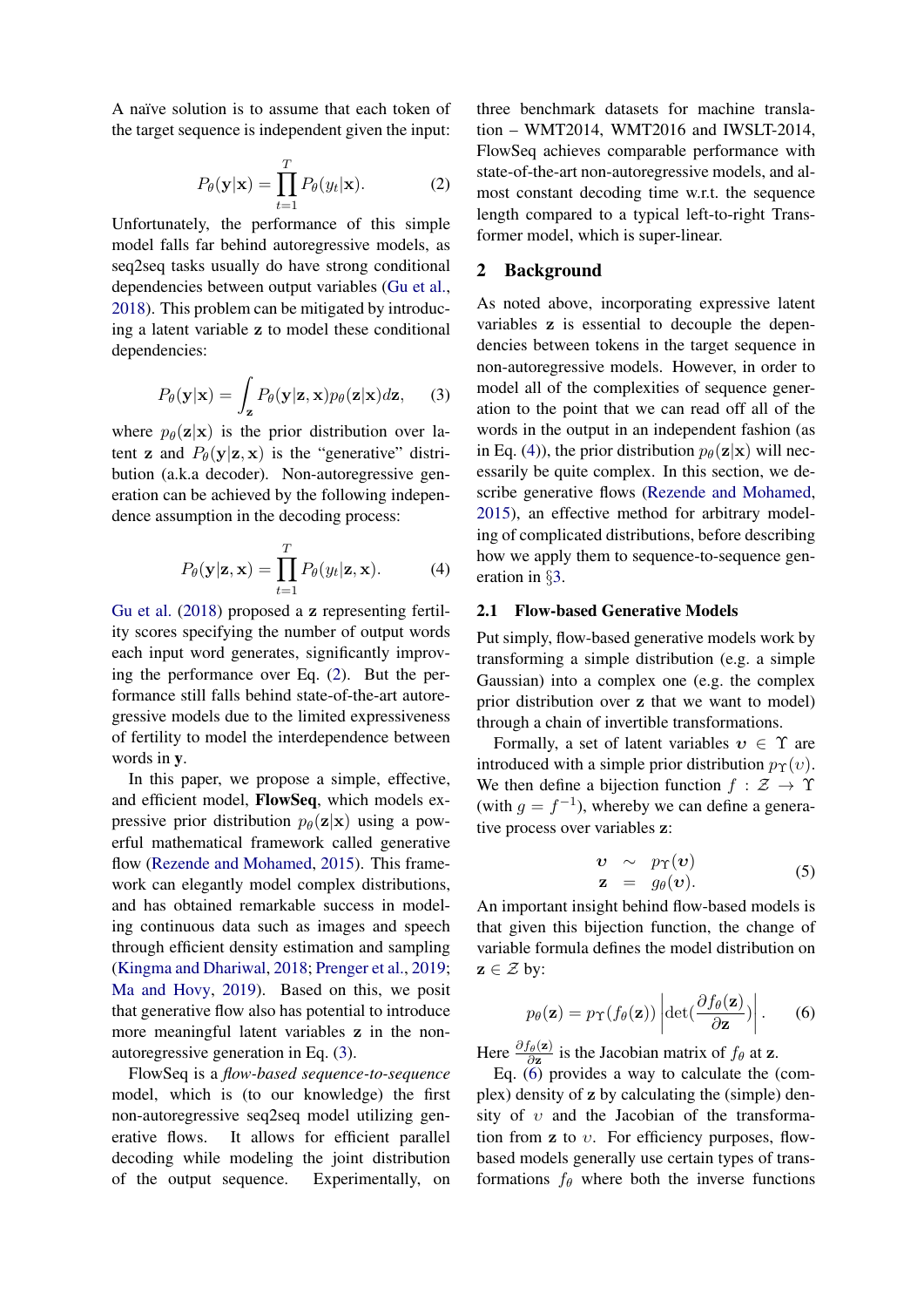A naïve solution is to assume that each token of the target sequence is independent given the input:

$$P_\theta(\mathbf{y}|\mathbf{x}) = \prod_{t=1}^{T} P_\theta(y_t|\mathbf{x}). \quad (2)$$

Unfortunately, the performance of this simple model falls far behind autoregressive models, as seq2seq tasks usually do have strong conditional dependencies between output variables (Gu et al., 2018). This problem can be mitigated by introducing a latent variable $\mathbf{z}$ to model these conditional dependencies:

$$P_\theta(\mathbf{y}|\mathbf{x}) = \int_{\mathbf{z}} P_\theta(\mathbf{y}|\mathbf{z}, \mathbf{x}) p_\theta(\mathbf{z}|\mathbf{x}) d\mathbf{z}, \quad (3)$$

where $p_\theta(\mathbf{z}|\mathbf{x})$ is the prior distribution over latent $\mathbf{z}$ and $P_\theta(\mathbf{y}|\mathbf{z}, \mathbf{x})$ is the "generative" distribution (a.k.a decoder). Non-autoregressive generation can be achieved by the following independence assumption in the decoding process:

$$P_\theta(\mathbf{y}|\mathbf{z}, \mathbf{x}) = \prod_{t=1}^{T} P_\theta(y_t|\mathbf{z}, \mathbf{x}). \quad (4)$$

Gu et al. (2018) proposed a $\mathbf{z}$ representing fertility scores specifying the number of output words each input word generates, significantly improving the performance over Eq. (2). But the performance still falls behind state-of-the-art autoregressive models due to the limited expressiveness of fertility to model the interdependence between words in $\mathbf{y}$.

In this paper, we propose a simple, effective, and efficient model, **FlowSeq**, which models expressive prior distribution $p_\theta(\mathbf{z}|\mathbf{x})$ using a powerful mathematical framework called generative flow (Rezende and Mohamed, 2015). This framework can elegantly model complex distributions, and has obtained remarkable success in modeling continuous data such as images and speech through efficient density estimation and sampling (Kingma and Dhariwal, 2018; Prenger et al., 2019; Ma and Hovy, 2019). Based on this, we posit that generative flow also has potential to introduce more meaningful latent variables $\mathbf{z}$ in the non-autoregressive generation in Eq. (3).

FlowSeq is a *flow-based sequence-to-sequence* model, which is (to our knowledge) the first non-autoregressive seq2seq model utilizing generative flows. It allows for efficient parallel decoding while modeling the joint distribution of the output sequence. Experimentally, on three benchmark datasets for machine translation – WMT2014, WMT2016 and IWSLT-2014, FlowSeq achieves comparable performance with state-of-the-art non-autoregressive models, and almost constant decoding time w.r.t. the sequence length compared to a typical left-to-right Transformer model, which is super-linear.

## 2 Background

As noted above, incorporating expressive latent variables $\mathbf{z}$ is essential to decouple the dependencies between tokens in the target sequence in non-autoregressive models. However, in order to model all of the complexities of sequence generation to the point that we can read off all of the words in the output in an independent fashion (as in Eq. (4)), the prior distribution $p_\theta(\mathbf{z}|\mathbf{x})$ will necessarily be quite complex. In this section, we describe generative flows (Rezende and Mohamed, 2015), an effective method for arbitrary modeling of complicated distributions, before describing how we apply them to sequence-to-sequence generation in §3.

### 2.1 Flow-based Generative Models

Put simply, flow-based generative models work by transforming a simple distribution (e.g. a simple Gaussian) into a complex one (e.g. the complex prior distribution over $\mathbf{z}$ that we want to model) through a chain of invertible transformations.

Formally, a set of latent variables $\boldsymbol{\upsilon} \in \Upsilon$ are introduced with a simple prior distribution $p_\Upsilon(\upsilon)$. We then define a bijection function $f : \mathcal{Z} \rightarrow \Upsilon$ (with $g = f^{-1}$), whereby we can define a generative process over variables $\mathbf{z}$:

$$\begin{aligned} \boldsymbol{\upsilon} &\sim p_\Upsilon(\boldsymbol{\upsilon}) \\ \mathbf{z} &= g_\theta(\boldsymbol{\upsilon}). \end{aligned} \quad (5)$$

An important insight behind flow-based models is that given this bijection function, the change of variable formula defines the model distribution on $\mathbf{z} \in \mathcal{Z}$ by:

$$p_\theta(\mathbf{z}) = p_\Upsilon(f_\theta(\mathbf{z})) \left| \det\left(\frac{\partial f_\theta(\mathbf{z})}{\partial \mathbf{z}}\right) \right|. \quad (6)$$

Here $\frac{\partial f_\theta(\mathbf{z})}{\partial \mathbf{z}}$ is the Jacobian matrix of $f_\theta$ at $\mathbf{z}$.

Eq. (6) provides a way to calculate the (complex) density of $\mathbf{z}$ by calculating the (simple) density of $\upsilon$ and the Jacobian of the transformation from $\mathbf{z}$ to $\upsilon$. For efficiency purposes, flow-based models generally use certain types of transformations $f_\theta$ where both the inverse functions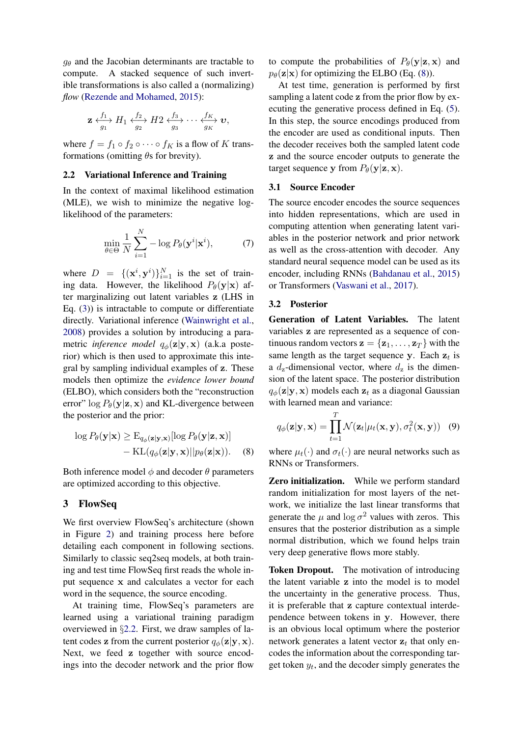$g_\theta$ and the Jacobian determinants are tractable to compute. A stacked sequence of such invertible transformations is also called a (normalizing) *flow* (Rezende and Mohamed, 2015):

$$\mathbf{z} \underset{g_1}{\overset{f_1}{\longleftrightarrow}} H_1 \underset{g_2}{\overset{f_2}{\longleftrightarrow}} H2 \underset{g_3}{\overset{f_3}{\longleftrightarrow}} \cdots \underset{g_K}{\overset{f_K}{\longleftrightarrow}} \boldsymbol{\upsilon},$$

where $f = f_1 \circ f_2 \circ \cdots \circ f_K$ is a flow of $K$ transformations (omitting $\theta$s for brevity).

## 2.2 Variational Inference and Training

In the context of maximal likelihood estimation (MLE), we wish to minimize the negative log-likelihood of the parameters:

$$\min_{\theta \in \Theta} \frac{1}{N} \sum_{i=1}^{N} -\log P_\theta(\mathbf{y}^i|\mathbf{x}^i), \tag{7}$$

where $D = \{(\mathbf{x}^i, \mathbf{y}^i)\}_{i=1}^N$ is the set of training data. However, the likelihood $P_\theta(\mathbf{y}|\mathbf{x})$ after marginalizing out latent variables $\mathbf{z}$ (LHS in Eq. (3)) is intractable to compute or differentiate directly. Variational inference (Wainwright et al., 2008) provides a solution by introducing a parametric *inference model* $q_\phi(\mathbf{z}|\mathbf{y}, \mathbf{x})$ (a.k.a posterior) which is then used to approximate this integral by sampling individual examples of $\mathbf{z}$. These models then optimize the *evidence lower bound* (ELBO), which considers both the "reconstruction error" $\log P_\theta(\mathbf{y}|\mathbf{z}, \mathbf{x})$ and KL-divergence between the posterior and the prior:

$$\begin{aligned} \log P_\theta(\mathbf{y}|\mathbf{x}) \geq \; & \mathrm{E}_{q_\phi(\mathbf{z}|\mathbf{y},\mathbf{x})}[\log P_\theta(\mathbf{y}|\mathbf{z}, \mathbf{x})] \\ & - \mathrm{KL}(q_\phi(\mathbf{z}|\mathbf{y}, \mathbf{x}) || p_\theta(\mathbf{z}|\mathbf{x})). \end{aligned} \tag{8}$$

Both inference model $\phi$ and decoder $\theta$ parameters are optimized according to this objective.

# 3 FlowSeq

We first overview FlowSeq's architecture (shown in Figure 2) and training process here before detailing each component in following sections. Similarly to classic seq2seq models, at both training and test time FlowSeq first reads the whole input sequence $\mathbf{x}$ and calculates a vector for each word in the sequence, the source encoding.

At training time, FlowSeq's parameters are learned using a variational training paradigm overviewed in §2.2. First, we draw samples of latent codes $\mathbf{z}$ from the current posterior $q_\phi(\mathbf{z}|\mathbf{y}, \mathbf{x})$. Next, we feed $\mathbf{z}$ together with source encodings into the decoder network and the prior flow to compute the probabilities of $P_\theta(\mathbf{y}|\mathbf{z}, \mathbf{x})$ and $p_\theta(\mathbf{z}|\mathbf{x})$ for optimizing the ELBO (Eq. (8)).

At test time, generation is performed by first sampling a latent code $\mathbf{z}$ from the prior flow by executing the generative process defined in Eq. (5). In this step, the source encodings produced from the encoder are used as conditional inputs. Then the decoder receives both the sampled latent code $\mathbf{z}$ and the source encoder outputs to generate the target sequence $\mathbf{y}$ from $P_\theta(\mathbf{y}|\mathbf{z}, \mathbf{x})$.

## 3.1 Source Encoder

The source encoder encodes the source sequences into hidden representations, which are used in computing attention when generating latent variables in the posterior network and prior network as well as the cross-attention with decoder. Any standard neural sequence model can be used as its encoder, including RNNs (Bahdanau et al., 2015) or Transformers (Vaswani et al., 2017).

## 3.2 Posterior

**Generation of Latent Variables.** The latent variables $\mathbf{z}$ are represented as a sequence of continuous random vectors $\mathbf{z} = \{\mathbf{z}_1, \ldots, \mathbf{z}_T\}$ with the same length as the target sequence $\mathbf{y}$. Each $\mathbf{z}_t$ is a $d_z$-dimensional vector, where $d_z$ is the dimension of the latent space. The posterior distribution $q_\phi(\mathbf{z}|\mathbf{y}, \mathbf{x})$ models each $\mathbf{z}_t$ as a diagonal Gaussian with learned mean and variance:

$$q_\phi(\mathbf{z}|\mathbf{y}, \mathbf{x}) = \prod_{t=1}^{T} \mathcal{N}(\mathbf{z}_t|\mu_t(\mathbf{x}, \mathbf{y}), \sigma_t^2(\mathbf{x}, \mathbf{y})) \tag{9}$$

where $\mu_t(\cdot)$ and $\sigma_t(\cdot)$ are neural networks such as RNNs or Transformers.

**Zero initialization.** While we perform standard random initialization for most layers of the network, we initialize the last linear transforms that generate the $\mu$ and $\log \sigma^2$ values with zeros. This ensures that the posterior distribution as a simple normal distribution, which we found helps train very deep generative flows more stably.

**Token Dropout.** The motivation of introducing the latent variable $\mathbf{z}$ into the model is to model the uncertainty in the generative process. Thus, it is preferable that $\mathbf{z}$ capture contextual interdependence between tokens in $\mathbf{y}$. However, there is an obvious local optimum where the posterior network generates a latent vector $\mathbf{z}_t$ that only encodes the information about the corresponding target token $y_t$, and the decoder simply generates the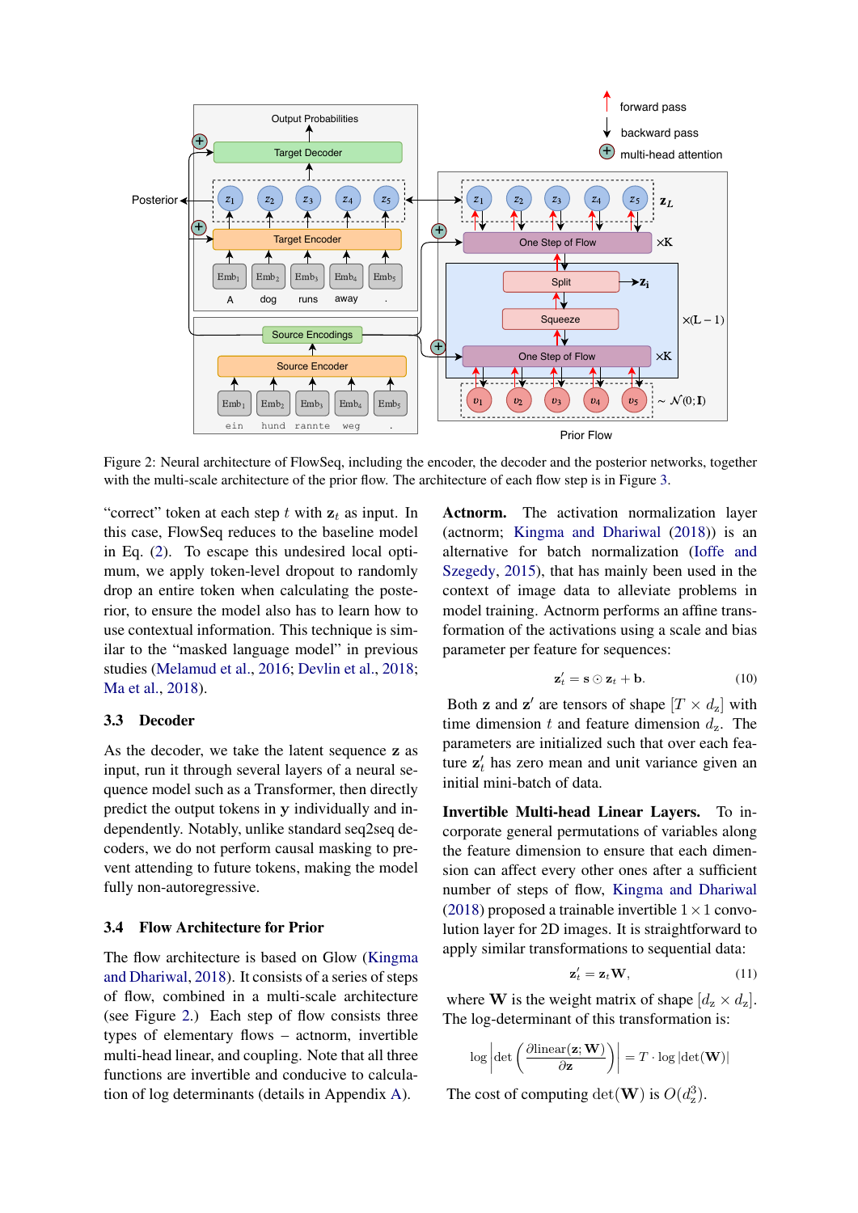Figure 2: Neural architecture of FlowSeq, including the encoder, the decoder and the posterior networks, together with the multi-scale architecture of the prior flow. The architecture of each flow step is in Figure 3.

"correct" token at each step $t$ with $\mathbf{z}_t$ as input. In this case, FlowSeq reduces to the baseline model in Eq. (2). To escape this undesired local optimum, we apply token-level dropout to randomly drop an entire token when calculating the posterior, to ensure the model also has to learn how to use contextual information. This technique is similar to the "masked language model" in previous studies (Melamud et al., 2016; Devlin et al., 2018; Ma et al., 2018).

### 3.3 Decoder

As the decoder, we take the latent sequence $\mathbf{z}$ as input, run it through several layers of a neural sequence model such as a Transformer, then directly predict the output tokens in $\mathbf{y}$ individually and independently. Notably, unlike standard seq2seq decoders, we do not perform causal masking to prevent attending to future tokens, making the model fully non-autoregressive.

### 3.4 Flow Architecture for Prior

The flow architecture is based on Glow (Kingma and Dhariwal, 2018). It consists of a series of steps of flow, combined in a multi-scale architecture (see Figure 2.) Each step of flow consists three types of elementary flows – actnorm, invertible multi-head linear, and coupling. Note that all three functions are invertible and conducive to calculation of log determinants (details in Appendix A).

**Actnorm.** The activation normalization layer (actnorm; Kingma and Dhariwal (2018)) is an alternative for batch normalization (Ioffe and Szegedy, 2015), that has mainly been used in the context of image data to alleviate problems in model training. Actnorm performs an affine transformation of the activations using a scale and bias parameter per feature for sequences:

$$\mathbf{z}'_t = \mathbf{s} \odot \mathbf{z}_t + \mathbf{b}. \tag{10}$$

Both $\mathbf{z}$ and $\mathbf{z}'$ are tensors of shape $[T \times d_{\mathbf{z}}]$ with time dimension $t$ and feature dimension $d_{\mathbf{z}}$. The parameters are initialized such that over each feature $\mathbf{z}'_t$ has zero mean and unit variance given an initial mini-batch of data.

**Invertible Multi-head Linear Layers.** To incorporate general permutations of variables along the feature dimension to ensure that each dimension can affect every other ones after a sufficient number of steps of flow, Kingma and Dhariwal (2018) proposed a trainable invertible $1 \times 1$ convolution layer for 2D images. It is straightforward to apply similar transformations to sequential data:

$$\mathbf{z}'_t = \mathbf{z}_t \mathbf{W}, \tag{11}$$

where $\mathbf{W}$ is the weight matrix of shape $[d_{\mathbf{z}} \times d_{\mathbf{z}}]$. The log-determinant of this transformation is:

$$\log \left| \det \left( \frac{\partial \text{linear}(\mathbf{z}; \mathbf{W})}{\partial \mathbf{z}} \right) \right| = T \cdot \log |\det(\mathbf{W})|$$

The cost of computing $\det(\mathbf{W})$ is $O(d_{\mathbf{z}}^3)$.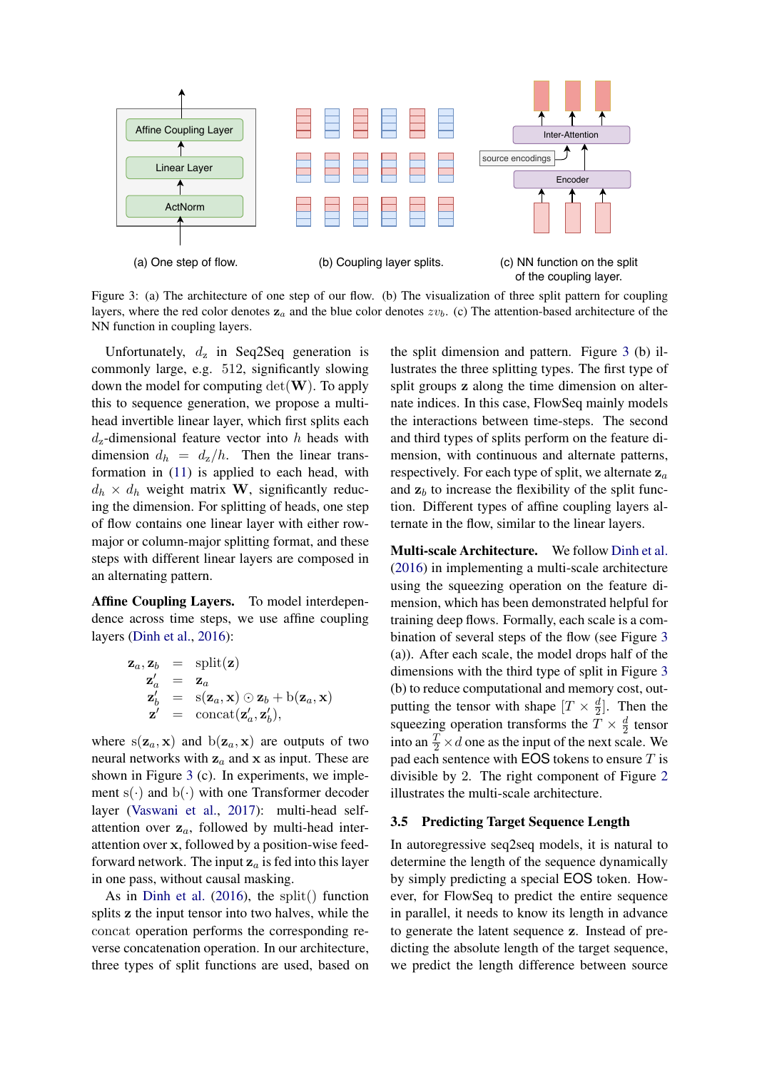(a) One step of flow.

(b) Coupling layer splits.

(c) NN function on the split of the coupling layer.

Figure 3: (a) The architecture of one step of our flow. (b) The visualization of three split pattern for coupling layers, where the red color denotes $\mathbf{z}_a$ and the blue color denotes $zv_b$. (c) The attention-based architecture of the NN function in coupling layers.

Unfortunately, $d_z$ in Seq2Seq generation is commonly large, e.g. 512, significantly slowing down the model for computing $\det(\mathbf{W})$. To apply this to sequence generation, we propose a multi-head invertible linear layer, which first splits each $d_z$-dimensional feature vector into $h$ heads with dimension $d_h = d_z/h$. Then the linear transformation in (11) is applied to each head, with $d_h \times d_h$ weight matrix $\mathbf{W}$, significantly reducing the dimension. For splitting of heads, one step of flow contains one linear layer with either row-major or column-major splitting format, and these steps with different linear layers are composed in an alternating pattern.

**Affine Coupling Layers.** To model interdependence across time steps, we use affine coupling layers (Dinh et al., 2016):

$$
\begin{aligned}
\mathbf{z}_a, \mathbf{z}_b &= \mathrm{split}(\mathbf{z}) \\
\mathbf{z}'_a &= \mathbf{z}_a \\
\mathbf{z}'_b &= \mathrm{s}(\mathbf{z}_a, \mathbf{x}) \odot \mathbf{z}_b + \mathrm{b}(\mathbf{z}_a, \mathbf{x}) \\
\mathbf{z}' &= \mathrm{concat}(\mathbf{z}'_a, \mathbf{z}'_b),
\end{aligned}
$$

where $\mathrm{s}(\mathbf{z}_a, \mathbf{x})$ and $\mathrm{b}(\mathbf{z}_a, \mathbf{x})$ are outputs of two neural networks with $\mathbf{z}_a$ and $\mathbf{x}$ as input. These are shown in Figure 3 (c). In experiments, we implement $\mathrm{s}(\cdot)$ and $\mathrm{b}(\cdot)$ with one Transformer decoder layer (Vaswani et al., 2017): multi-head self-attention over $\mathbf{z}_a$, followed by multi-head inter-attention over $\mathbf{x}$, followed by a position-wise feed-forward network. The input $\mathbf{z}_a$ is fed into this layer in one pass, without causal masking.

As in Dinh et al. (2016), the $\mathrm{split}()$ function splits $\mathbf{z}$ the input tensor into two halves, while the $\mathrm{concat}$ operation performs the corresponding reverse concatenation operation. In our architecture, three types of split functions are used, based on the split dimension and pattern. Figure 3 (b) illustrates the three splitting types. The first type of split groups $\mathbf{z}$ along the time dimension on alternate indices. In this case, FlowSeq mainly models the interactions between time-steps. The second and third types of splits perform on the feature dimension, with continuous and alternate patterns, respectively. For each type of split, we alternate $\mathbf{z}_a$ and $\mathbf{z}_b$ to increase the flexibility of the split function. Different types of affine coupling layers alternate in the flow, similar to the linear layers.

**Multi-scale Architecture.** We follow Dinh et al. (2016) in implementing a multi-scale architecture using the squeezing operation on the feature dimension, which has been demonstrated helpful for training deep flows. Formally, each scale is a combination of several steps of the flow (see Figure 3 (a)). After each scale, the model drops half of the dimensions with the third type of split in Figure 3 (b) to reduce computational and memory cost, outputting the tensor with shape $[T \times \frac{d}{2}]$. Then the squeezing operation transforms the $T \times \frac{d}{2}$ tensor into an $\frac{T}{2} \times d$ one as the input of the next scale. We pad each sentence with EOS tokens to ensure $T$ is divisible by 2. The right component of Figure 2 illustrates the multi-scale architecture.

### 3.5 Predicting Target Sequence Length

In autoregressive seq2seq models, it is natural to determine the length of the sequence dynamically by simply predicting a special EOS token. However, for FlowSeq to predict the entire sequence in parallel, it needs to know its length in advance to generate the latent sequence $\mathbf{z}$. Instead of predicting the absolute length of the target sequence, we predict the length difference between source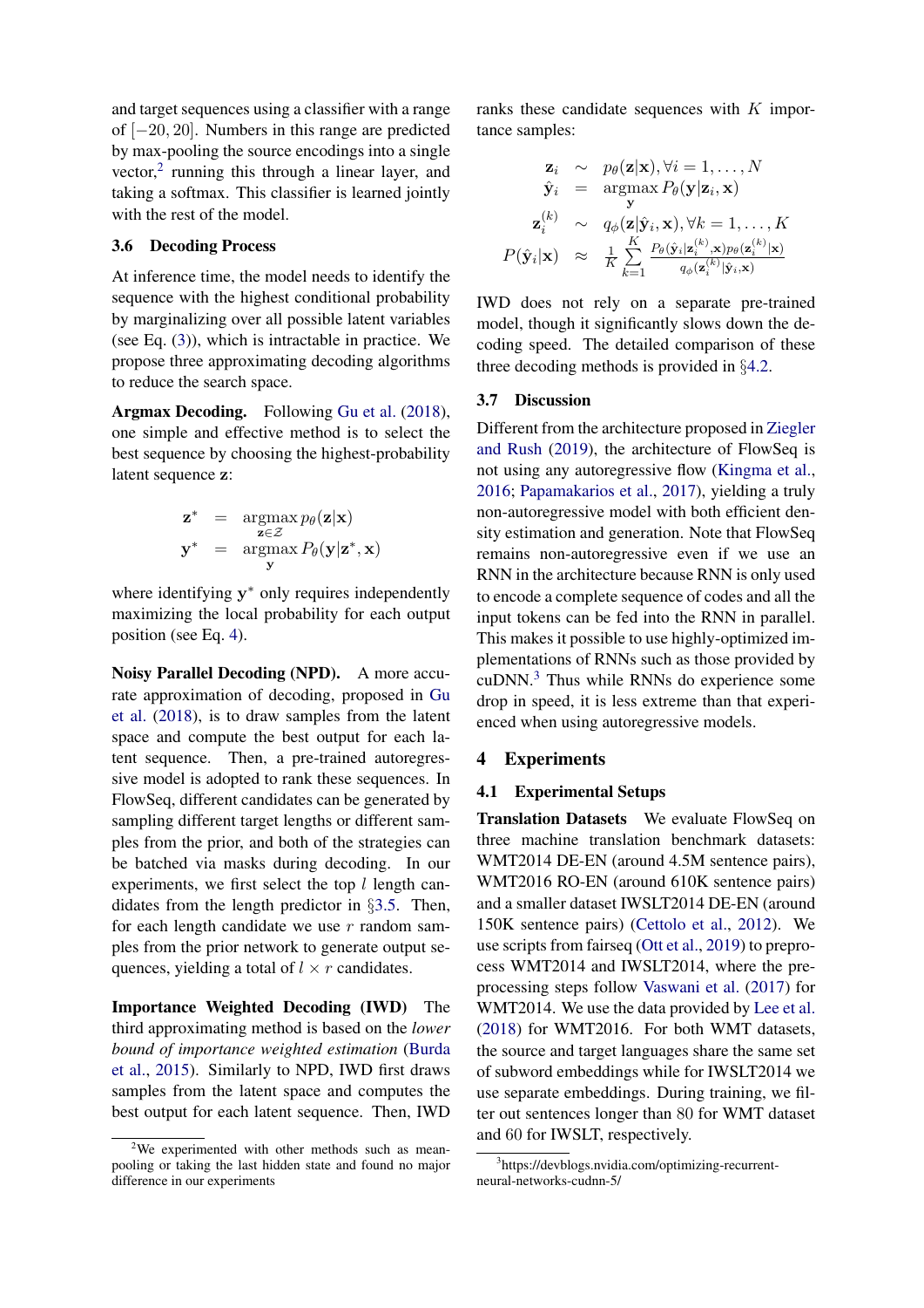and target sequences using a classifier with a range of $[-20, 20]$. Numbers in this range are predicted by max-pooling the source encodings into a single vector,[2] running this through a linear layer, and taking a softmax. This classifier is learned jointly with the rest of the model.

### 3.6 Decoding Process

At inference time, the model needs to identify the sequence with the highest conditional probability by marginalizing over all possible latent variables (see Eq. (3)), which is intractable in practice. We propose three approximating decoding algorithms to reduce the search space.

**Argmax Decoding.** Following Gu et al. (2018), one simple and effective method is to select the best sequence by choosing the highest-probability latent sequence $\mathbf{z}$:

$$
\begin{aligned}
\mathbf{z}^* &= \operatorname*{argmax}_{\mathbf{z} \in \mathcal{Z}} p_\theta(\mathbf{z}|\mathbf{x}) \\
\mathbf{y}^* &= \operatorname*{argmax}_{\mathbf{y}} P_\theta(\mathbf{y}|\mathbf{z}^*, \mathbf{x})
\end{aligned}
$$

where identifying $\mathbf{y}^*$ only requires independently maximizing the local probability for each output position (see Eq. 4).

**Noisy Parallel Decoding (NPD).** A more accurate approximation of decoding, proposed in Gu et al. (2018), is to draw samples from the latent space and compute the best output for each latent sequence. Then, a pre-trained autoregressive model is adopted to rank these sequences. In FlowSeq, different candidates can be generated by sampling different target lengths or different samples from the prior, and both of the strategies can be batched via masks during decoding. In our experiments, we first select the top $l$ length candidates from the length predictor in §3.5. Then, for each length candidate we use $r$ random samples from the prior network to generate output sequences, yielding a total of $l \times r$ candidates.

**Importance Weighted Decoding (IWD)** The third approximating method is based on the *lower bound of importance weighted estimation* (Burda et al., 2015). Similarly to NPD, IWD first draws samples from the latent space and computes the best output for each latent sequence. Then, IWD ranks these candidate sequences with $K$ importance samples:

$$
\begin{aligned}
\mathbf{z}_i &\sim p_\theta(\mathbf{z}|\mathbf{x}), \forall i = 1, \ldots, N \\
\hat{\mathbf{y}}_i &= \operatorname*{argmax}_{\mathbf{y}} P_\theta(\mathbf{y}|\mathbf{z}_i, \mathbf{x}) \\
\mathbf{z}_i^{(k)} &\sim q_\phi(\mathbf{z}|\hat{\mathbf{y}}_i, \mathbf{x}), \forall k = 1, \ldots, K \\
P(\hat{\mathbf{y}}_i|\mathbf{x}) &\approx \frac{1}{K} \sum_{k=1}^{K} \frac{P_\theta(\hat{\mathbf{y}}_i|\mathbf{z}_i^{(k)}, \mathbf{x}) p_\theta(\mathbf{z}_i^{(k)}|\mathbf{x})}{q_\phi(\mathbf{z}_i^{(k)}|\hat{\mathbf{y}}_i, \mathbf{x})}
\end{aligned}
$$

IWD does not rely on a separate pre-trained model, though it significantly slows down the decoding speed. The detailed comparison of these three decoding methods is provided in §4.2.

### 3.7 Discussion

Different from the architecture proposed in Ziegler and Rush (2019), the architecture of FlowSeq is not using any autoregressive flow (Kingma et al., 2016; Papamakarios et al., 2017), yielding a truly non-autoregressive model with both efficient density estimation and generation. Note that FlowSeq remains non-autoregressive even if we use an RNN in the architecture because RNN is only used to encode a complete sequence of codes and all the input tokens can be fed into the RNN in parallel. This makes it possible to use highly-optimized implementations of RNNs such as those provided by cuDNN.[3] Thus while RNNs do experience some drop in speed, it is less extreme than that experienced when using autoregressive models.

## 4 Experiments

### 4.1 Experimental Setups

**Translation Datasets** We evaluate FlowSeq on three machine translation benchmark datasets: WMT2014 DE-EN (around 4.5M sentence pairs), WMT2016 RO-EN (around 610K sentence pairs) and a smaller dataset IWSLT2014 DE-EN (around 150K sentence pairs) (Cettolo et al., 2012). We use scripts from fairseq (Ott et al., 2019) to preprocess WMT2014 and IWSLT2014, where the preprocessing steps follow Vaswani et al. (2017) for WMT2014. We use the data provided by Lee et al. (2018) for WMT2016. For both WMT datasets, the source and target languages share the same set of subword embeddings while for IWSLT2014 we use separate embeddings. During training, we filter out sentences longer than 80 for WMT dataset and 60 for IWSLT, respectively.

[2] We experimented with other methods such as mean-pooling or taking the last hidden state and found no major difference in our experiments

[3] https://devblogs.nvidia.com/optimizing-recurrent-neural-networks-cudnn-5/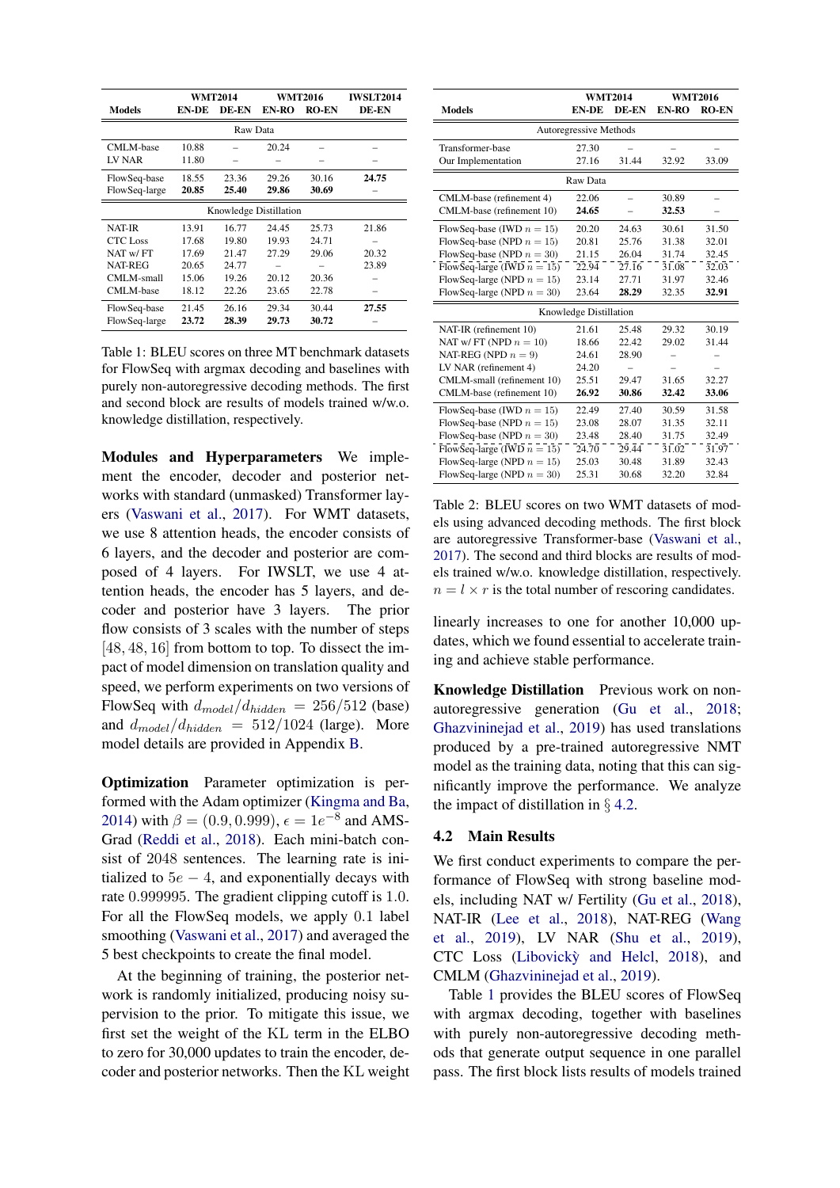| Models | WMT2014 EN-DE | WMT2014 DE-EN | WMT2016 EN-RO | WMT2016 RO-EN | IWSLT2014 DE-EN |
|---|---|---|---|---|---|
| *Raw Data* | | | | | |
| CMLM-base | 10.88 | – | 20.24 | – | – |
| LV NAR | 11.80 | – | – | – | – |
| FlowSeq-base | 18.55 | 23.36 | 29.26 | 30.16 | **24.75** |
| FlowSeq-large | **20.85** | **25.40** | **29.86** | **30.69** | – |
| *Knowledge Distillation* | | | | | |
| NAT-IR | 13.91 | 16.77 | 24.45 | 25.73 | 21.86 |
| CTC Loss | 17.68 | 19.80 | 19.93 | 24.71 | – |
| NAT w/ FT | 17.69 | 21.47 | 27.29 | 29.06 | 20.32 |
| NAT-REG | 20.65 | 24.77 | – | – | 23.89 |
| CMLM-small | 15.06 | 19.26 | 20.12 | 20.36 | – |
| CMLM-base | 18.12 | 22.26 | 23.65 | 22.78 | – |
| FlowSeq-base | 21.45 | 26.16 | 29.34 | 30.44 | **27.55** |
| FlowSeq-large | **23.72** | **28.39** | **29.73** | **30.72** | – |

Table 1: BLEU scores on three MT benchmark datasets for FlowSeq with argmax decoding and baselines with purely non-autoregressive decoding methods. The first and second block are results of models trained w/w.o. knowledge distillation, respectively.

**Modules and Hyperparameters** We implement the encoder, decoder and posterior networks with standard (unmasked) Transformer layers (Vaswani et al., 2017). For WMT datasets, we use 8 attention heads, the encoder consists of 6 layers, and the decoder and posterior are composed of 4 layers. For IWSLT, we use 4 attention heads, the encoder has 5 layers, and decoder and posterior have 3 layers. The prior flow consists of 3 scales with the number of steps $[48, 48, 16]$ from bottom to top. To dissect the impact of model dimension on translation quality and speed, we perform experiments on two versions of FlowSeq with $d_{model}/d_{hidden} = 256/512$ (base) and $d_{model}/d_{hidden} = 512/1024$ (large). More model details are provided in Appendix B.

**Optimization** Parameter optimization is performed with the Adam optimizer (Kingma and Ba, 2014) with $\beta = (0.9, 0.999)$, $\epsilon = 1e^{-8}$ and AMSGrad (Reddi et al., 2018). Each mini-batch consist of 2048 sentences. The learning rate is initialized to $5e-4$, and exponentially decays with rate $0.999995$. The gradient clipping cutoff is $1.0$. For all the FlowSeq models, we apply $0.1$ label smoothing (Vaswani et al., 2017) and averaged the 5 best checkpoints to create the final model.

At the beginning of training, the posterior network is randomly initialized, producing noisy supervision to the prior. To mitigate this issue, we first set the weight of the KL term in the ELBO to zero for 30,000 updates to train the encoder, decoder and posterior networks. Then the KL weight linearly increases to one for another 10,000 updates, which we found essential to accelerate training and achieve stable performance.

| Models | WMT2014 EN-DE | WMT2014 DE-EN | WMT2016 EN-RO | WMT2016 RO-EN |
|---|---|---|---|---|
| *Autoregressive Methods* | | | | |
| Transformer-base | 27.30 | – | – | – |
| Our Implementation | 27.16 | 31.44 | 32.92 | 33.09 |
| *Raw Data* | | | | |
| CMLM-base (refinement 4) | 22.06 | – | 30.89 | – |
| CMLM-base (refinement 10) | **24.65** | – | **32.53** | – |
| FlowSeq-base (IWD $n = 15$) | 20.20 | 24.63 | 30.61 | 31.50 |
| FlowSeq-base (NPD $n = 15$) | 20.81 | 25.76 | 31.38 | 32.01 |
| FlowSeq-base (NPD $n = 30$) | 21.15 | 26.04 | 31.74 | 32.45 |
| FlowSeq-large (IWD $n = 15$) | 22.94 | 27.16 | 31.08 | 32.03 |
| FlowSeq-large (NPD $n = 15$) | 23.14 | 27.71 | 31.97 | 32.46 |
| FlowSeq-large (NPD $n = 30$) | 23.64 | **28.29** | 32.35 | **32.91** |
| *Knowledge Distillation* | | | | |
| NAT-IR (refinement 10) | 21.61 | 25.48 | 29.32 | 30.19 |
| NAT w/ FT (NPD $n = 10$) | 18.66 | 22.42 | 29.02 | 31.44 |
| NAT-REG (NPD $n = 9$) | 24.61 | 28.90 | – | – |
| LV NAR (refinement 4) | 24.20 | – | – | – |
| CMLM-small (refinement 10) | 25.51 | 29.47 | 31.65 | 32.27 |
| CMLM-base (refinement 10) | **26.92** | **30.86** | **32.42** | **33.06** |
| FlowSeq-base (IWD $n = 15$) | 22.49 | 27.40 | 30.59 | 31.58 |
| FlowSeq-base (NPD $n = 15$) | 23.08 | 28.07 | 31.35 | 32.11 |
| FlowSeq-base (NPD $n = 30$) | 23.48 | 28.40 | 31.75 | 32.49 |
| FlowSeq-large (IWD $n = 15$) | 24.70 | 29.44 | 31.02 | 31.97 |
| FlowSeq-large (NPD $n = 15$) | 25.03 | 30.48 | 31.89 | 32.43 |
| FlowSeq-large (NPD $n = 30$) | 25.31 | 30.68 | 32.20 | 32.84 |

Table 2: BLEU scores on two WMT datasets of models using advanced decoding methods. The first block are autoregressive Transformer-base (Vaswani et al., 2017). The second and third blocks are results of models trained w/w.o. knowledge distillation, respectively. $n = l \times r$ is the total number of rescoring candidates.

**Knowledge Distillation** Previous work on non-autoregressive generation (Gu et al., 2018; Ghazvininejad et al., 2019) has used translations produced by a pre-trained autoregressive NMT model as the training data, noting that this can significantly improve the performance. We analyze the impact of distillation in § 4.2.

### 4.2 Main Results

We first conduct experiments to compare the performance of FlowSeq with strong baseline models, including NAT w/ Fertility (Gu et al., 2018), NAT-IR (Lee et al., 2018), NAT-REG (Wang et al., 2019), LV NAR (Shu et al., 2019), CTC Loss (Libovickỳ and Helcl, 2018), and CMLM (Ghazvininejad et al., 2019).

Table 1 provides the BLEU scores of FlowSeq with argmax decoding, together with baselines with purely non-autoregressive decoding methods that generate output sequence in one parallel pass. The first block lists results of models trained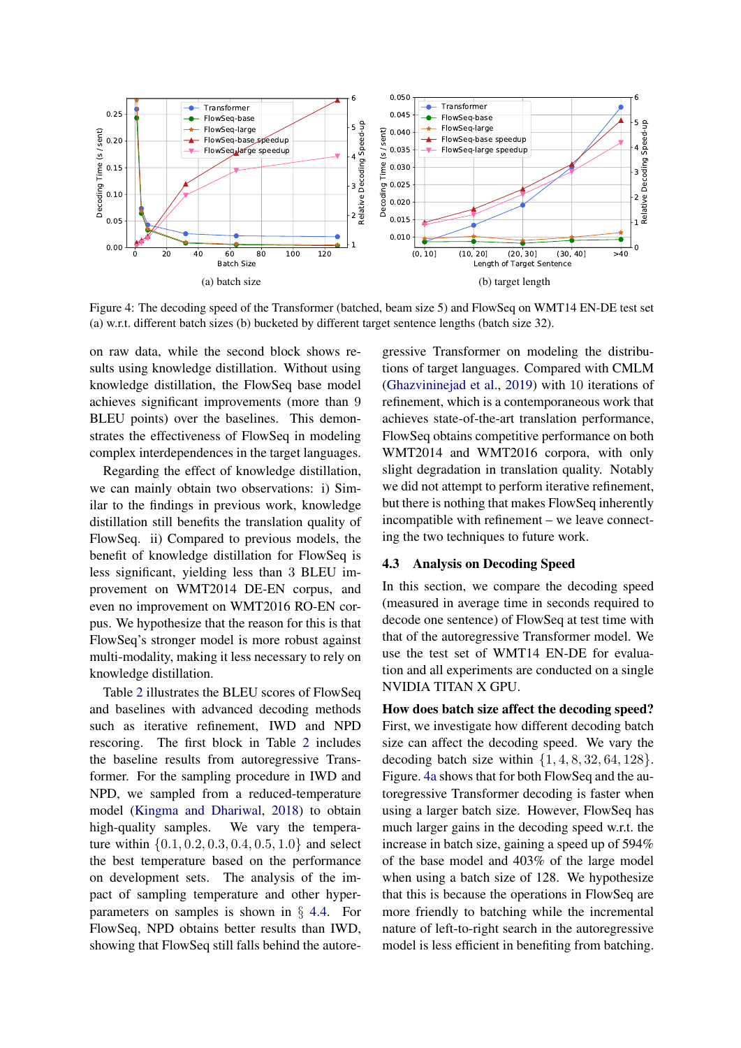(a) batch size

(b) target length

Figure 4: The decoding speed of the Transformer (batched, beam size 5) and FlowSeq on WMT14 EN-DE test set (a) w.r.t. different batch sizes (b) bucketed by different target sentence lengths (batch size 32).

on raw data, while the second block shows results using knowledge distillation. Without using knowledge distillation, the FlowSeq base model achieves significant improvements (more than 9 BLEU points) over the baselines. This demonstrates the effectiveness of FlowSeq in modeling complex interdependences in the target languages.

Regarding the effect of knowledge distillation, we can mainly obtain two observations: i) Similar to the findings in previous work, knowledge distillation still benefits the translation quality of FlowSeq. ii) Compared to previous models, the benefit of knowledge distillation for FlowSeq is less significant, yielding less than 3 BLEU improvement on WMT2014 DE-EN corpus, and even no improvement on WMT2016 RO-EN corpus. We hypothesize that the reason for this is that FlowSeq's stronger model is more robust against multi-modality, making it less necessary to rely on knowledge distillation.

Table 2 illustrates the BLEU scores of FlowSeq and baselines with advanced decoding methods such as iterative refinement, IWD and NPD rescoring. The first block in Table 2 includes the baseline results from autoregressive Transformer. For the sampling procedure in IWD and NPD, we sampled from a reduced-temperature model (Kingma and Dhariwal, 2018) to obtain high-quality samples. We vary the temperature within $\{0.1, 0.2, 0.3, 0.4, 0.5, 1.0\}$ and select the best temperature based on the performance on development sets. The analysis of the impact of sampling temperature and other hyper-parameters on samples is shown in § 4.4. For FlowSeq, NPD obtains better results than IWD, showing that FlowSeq still falls behind the autoregressive Transformer on modeling the distributions of target languages. Compared with CMLM (Ghazvininejad et al., 2019) with 10 iterations of refinement, which is a contemporaneous work that achieves state-of-the-art translation performance, FlowSeq obtains competitive performance on both WMT2014 and WMT2016 corpora, with only slight degradation in translation quality. Notably we did not attempt to perform iterative refinement, but there is nothing that makes FlowSeq inherently incompatible with refinement – we leave connecting the two techniques to future work.

### 4.3 Analysis on Decoding Speed

In this section, we compare the decoding speed (measured in average time in seconds required to decode one sentence) of FlowSeq at test time with that of the autoregressive Transformer model. We use the test set of WMT14 EN-DE for evaluation and all experiments are conducted on a single NVIDIA TITAN X GPU.

**How does batch size affect the decoding speed?** First, we investigate how different decoding batch size can affect the decoding speed. We vary the decoding batch size within $\{1, 4, 8, 32, 64, 128\}$. Figure. 4a shows that for both FlowSeq and the autoregressive Transformer decoding is faster when using a larger batch size. However, FlowSeq has much larger gains in the decoding speed w.r.t. the increase in batch size, gaining a speed up of 594% of the base model and 403% of the large model when using a batch size of 128. We hypothesize that this is because the operations in FlowSeq are more friendly to batching while the incremental nature of left-to-right search in the autoregressive model is less efficient in benefiting from batching.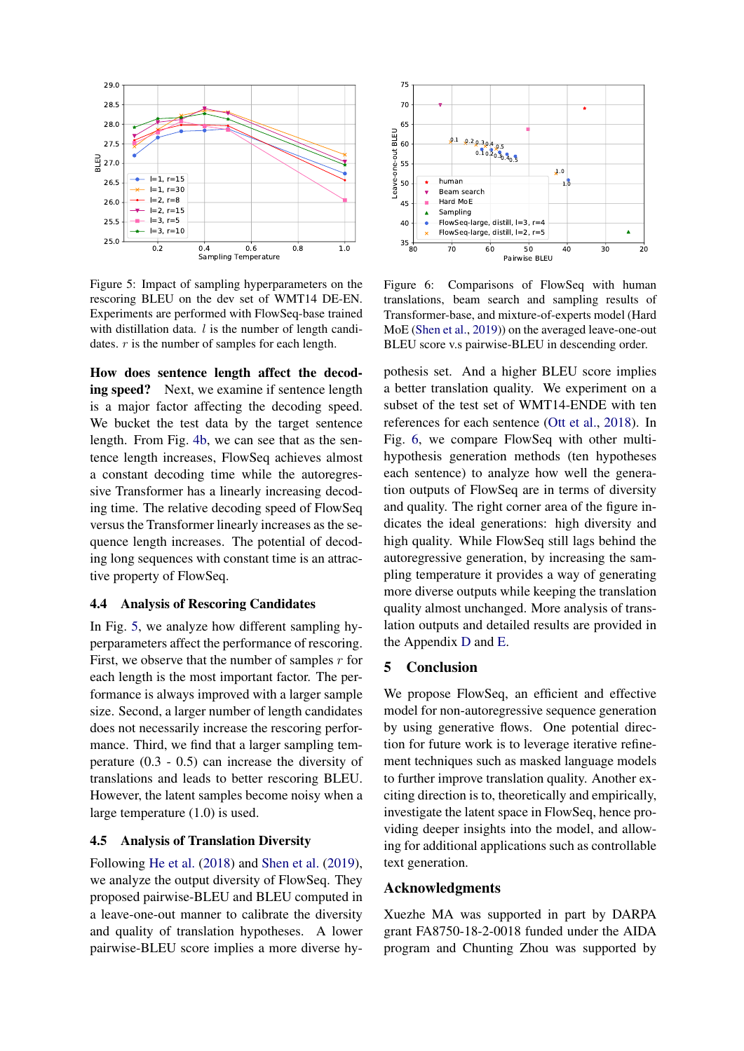Figure 5: Impact of sampling hyperparameters on the rescoring BLEU on the dev set of WMT14 DE-EN. Experiments are performed with FlowSeq-base trained with distillation data. $l$ is the number of length candidates. $r$ is the number of samples for each length.

Figure 6: Comparisons of FlowSeq with human translations, beam search and sampling results of Transformer-base, and mixture-of-experts model (Hard MoE (Shen et al., 2019)) on the averaged leave-one-out BLEU score v.s pairwise-BLEU in descending order.

**How does sentence length affect the decoding speed?** Next, we examine if sentence length is a major factor affecting the decoding speed. We bucket the test data by the target sentence length. From Fig. 4b, we can see that as the sentence length increases, FlowSeq achieves almost a constant decoding time while the autoregressive Transformer has a linearly increasing decoding time. The relative decoding speed of FlowSeq versus the Transformer linearly increases as the sequence length increases. The potential of decoding long sequences with constant time is an attractive property of FlowSeq.

### 4.4 Analysis of Rescoring Candidates

In Fig. 5, we analyze how different sampling hyperparameters affect the performance of rescoring. First, we observe that the number of samples $r$ for each length is the most important factor. The performance is always improved with a larger sample size. Second, a larger number of length candidates does not necessarily increase the rescoring performance. Third, we find that a larger sampling temperature (0.3 - 0.5) can increase the diversity of translations and leads to better rescoring BLEU. However, the latent samples become noisy when a large temperature (1.0) is used.

### 4.5 Analysis of Translation Diversity

Following He et al. (2018) and Shen et al. (2019), we analyze the output diversity of FlowSeq. They proposed pairwise-BLEU and BLEU computed in a leave-one-out manner to calibrate the diversity and quality of translation hypotheses. A lower pairwise-BLEU score implies a more diverse hypothesis set. And a higher BLEU score implies a better translation quality. We experiment on a subset of the test set of WMT14-ENDE with ten references for each sentence (Ott et al., 2018). In Fig. 6, we compare FlowSeq with other multi-hypothesis generation methods (ten hypotheses each sentence) to analyze how well the generation outputs of FlowSeq are in terms of diversity and quality. The right corner area of the figure indicates the ideal generations: high diversity and high quality. While FlowSeq still lags behind the autoregressive generation, by increasing the sampling temperature it provides a way of generating more diverse outputs while keeping the translation quality almost unchanged. More analysis of translation outputs and detailed results are provided in the Appendix D and E.

## 5 Conclusion

We propose FlowSeq, an efficient and effective model for non-autoregressive sequence generation by using generative flows. One potential direction for future work is to leverage iterative refinement techniques such as masked language models to further improve translation quality. Another exciting direction is to, theoretically and empirically, investigate the latent space in FlowSeq, hence providing deeper insights into the model, and allowing for additional applications such as controllable text generation.

## Acknowledgments

Xuezhe MA was supported in part by DARPA grant FA8750-18-2-0018 funded under the AIDA program and Chunting Zhou was supported by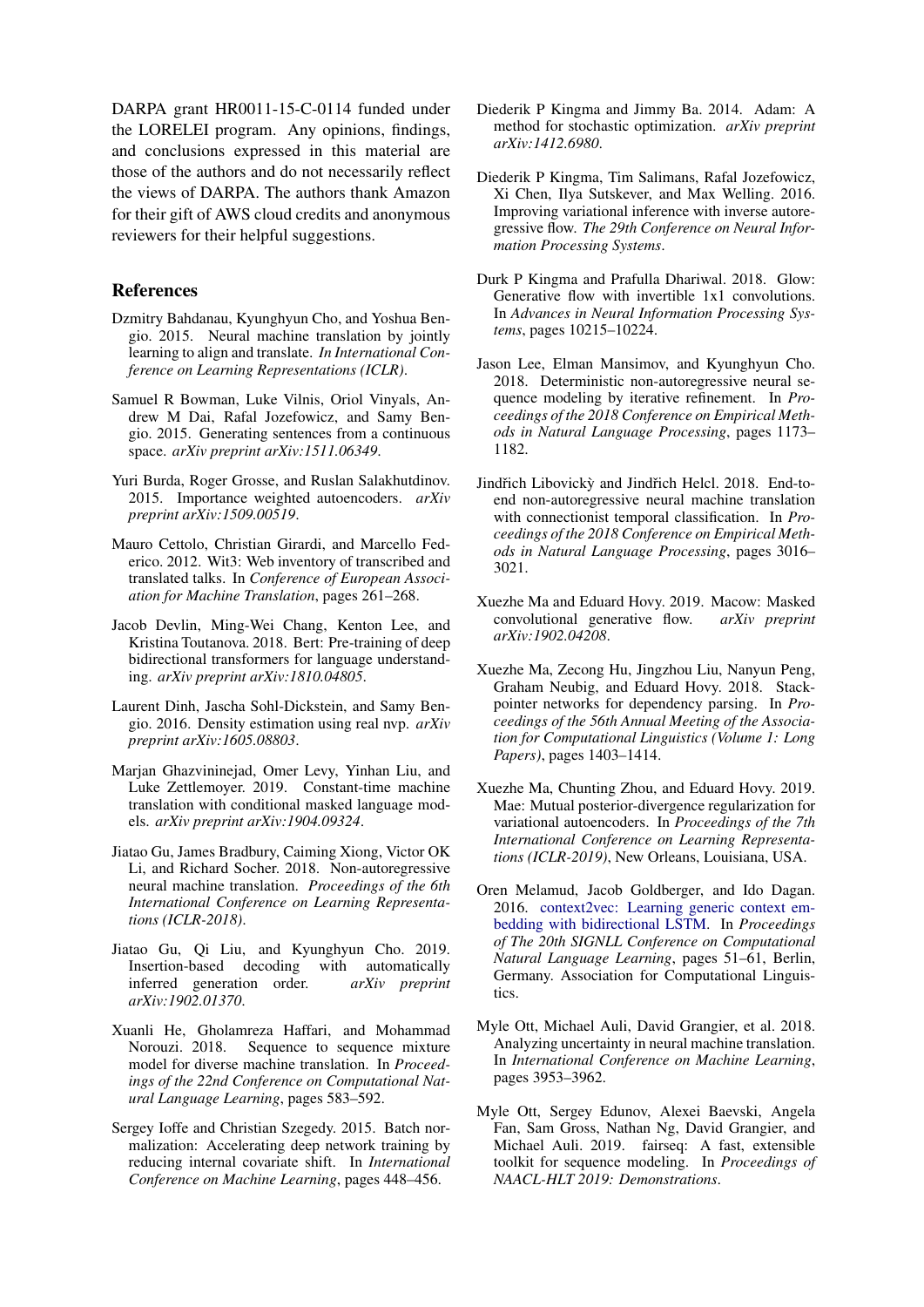DARPA grant HR0011-15-C-0114 funded under the LORELEI program. Any opinions, findings, and conclusions expressed in this material are those of the authors and do not necessarily reflect the views of DARPA. The authors thank Amazon for their gift of AWS cloud credits and anonymous reviewers for their helpful suggestions.

## References

Dzmitry Bahdanau, Kyunghyun Cho, and Yoshua Bengio. 2015. Neural machine translation by jointly learning to align and translate. *In International Conference on Learning Representations (ICLR)*.

Samuel R Bowman, Luke Vilnis, Oriol Vinyals, Andrew M Dai, Rafal Jozefowicz, and Samy Bengio. 2015. Generating sentences from a continuous space. *arXiv preprint arXiv:1511.06349*.

Yuri Burda, Roger Grosse, and Ruslan Salakhutdinov. 2015. Importance weighted autoencoders. *arXiv preprint arXiv:1509.00519*.

Mauro Cettolo, Christian Girardi, and Marcello Federico. 2012. Wit3: Web inventory of transcribed and translated talks. In *Conference of European Association for Machine Translation*, pages 261–268.

Jacob Devlin, Ming-Wei Chang, Kenton Lee, and Kristina Toutanova. 2018. Bert: Pre-training of deep bidirectional transformers for language understanding. *arXiv preprint arXiv:1810.04805*.

Laurent Dinh, Jascha Sohl-Dickstein, and Samy Bengio. 2016. Density estimation using real nvp. *arXiv preprint arXiv:1605.08803*.

Marjan Ghazvininejad, Omer Levy, Yinhan Liu, and Luke Zettlemoyer. 2019. Constant-time machine translation with conditional masked language models. *arXiv preprint arXiv:1904.09324*.

Jiatao Gu, James Bradbury, Caiming Xiong, Victor OK Li, and Richard Socher. 2018. Non-autoregressive neural machine translation. *Proceedings of the 6th International Conference on Learning Representations (ICLR-2018)*.

Jiatao Gu, Qi Liu, and Kyunghyun Cho. 2019. Insertion-based decoding with automatically inferred generation order. *arXiv preprint arXiv:1902.01370*.

Xuanli He, Gholamreza Haffari, and Mohammad Norouzi. 2018. Sequence to sequence mixture model for diverse machine translation. In *Proceedings of the 22nd Conference on Computational Natural Language Learning*, pages 583–592.

Sergey Ioffe and Christian Szegedy. 2015. Batch normalization: Accelerating deep network training by reducing internal covariate shift. In *International Conference on Machine Learning*, pages 448–456.

Diederik P Kingma and Jimmy Ba. 2014. Adam: A method for stochastic optimization. *arXiv preprint arXiv:1412.6980*.

Diederik P Kingma, Tim Salimans, Rafal Jozefowicz, Xi Chen, Ilya Sutskever, and Max Welling. 2016. Improving variational inference with inverse autoregressive flow. *The 29th Conference on Neural Information Processing Systems*.

Durk P Kingma and Prafulla Dhariwal. 2018. Glow: Generative flow with invertible 1x1 convolutions. In *Advances in Neural Information Processing Systems*, pages 10215–10224.

Jason Lee, Elman Mansimov, and Kyunghyun Cho. 2018. Deterministic non-autoregressive neural sequence modeling by iterative refinement. In *Proceedings of the 2018 Conference on Empirical Methods in Natural Language Processing*, pages 1173–1182.

Jindřich Libovickỳ and Jindřich Helcl. 2018. End-to-end non-autoregressive neural machine translation with connectionist temporal classification. In *Proceedings of the 2018 Conference on Empirical Methods in Natural Language Processing*, pages 3016–3021.

Xuezhe Ma and Eduard Hovy. 2019. Macow: Masked convolutional generative flow. *arXiv preprint arXiv:1902.04208*.

Xuezhe Ma, Zecong Hu, Jingzhou Liu, Nanyun Peng, Graham Neubig, and Eduard Hovy. 2018. Stack-pointer networks for dependency parsing. In *Proceedings of the 56th Annual Meeting of the Association for Computational Linguistics (Volume 1: Long Papers)*, pages 1403–1414.

Xuezhe Ma, Chunting Zhou, and Eduard Hovy. 2019. Mae: Mutual posterior-divergence regularization for variational autoencoders. In *Proceedings of the 7th International Conference on Learning Representations (ICLR-2019)*, New Orleans, Louisiana, USA.

Oren Melamud, Jacob Goldberger, and Ido Dagan. 2016. context2vec: Learning generic context embedding with bidirectional LSTM. In *Proceedings of The 20th SIGNLL Conference on Computational Natural Language Learning*, pages 51–61, Berlin, Germany. Association for Computational Linguistics.

Myle Ott, Michael Auli, David Grangier, et al. 2018. Analyzing uncertainty in neural machine translation. In *International Conference on Machine Learning*, pages 3953–3962.

Myle Ott, Sergey Edunov, Alexei Baevski, Angela Fan, Sam Gross, Nathan Ng, David Grangier, and Michael Auli. 2019. fairseq: A fast, extensible toolkit for sequence modeling. In *Proceedings of NAACL-HLT 2019: Demonstrations*.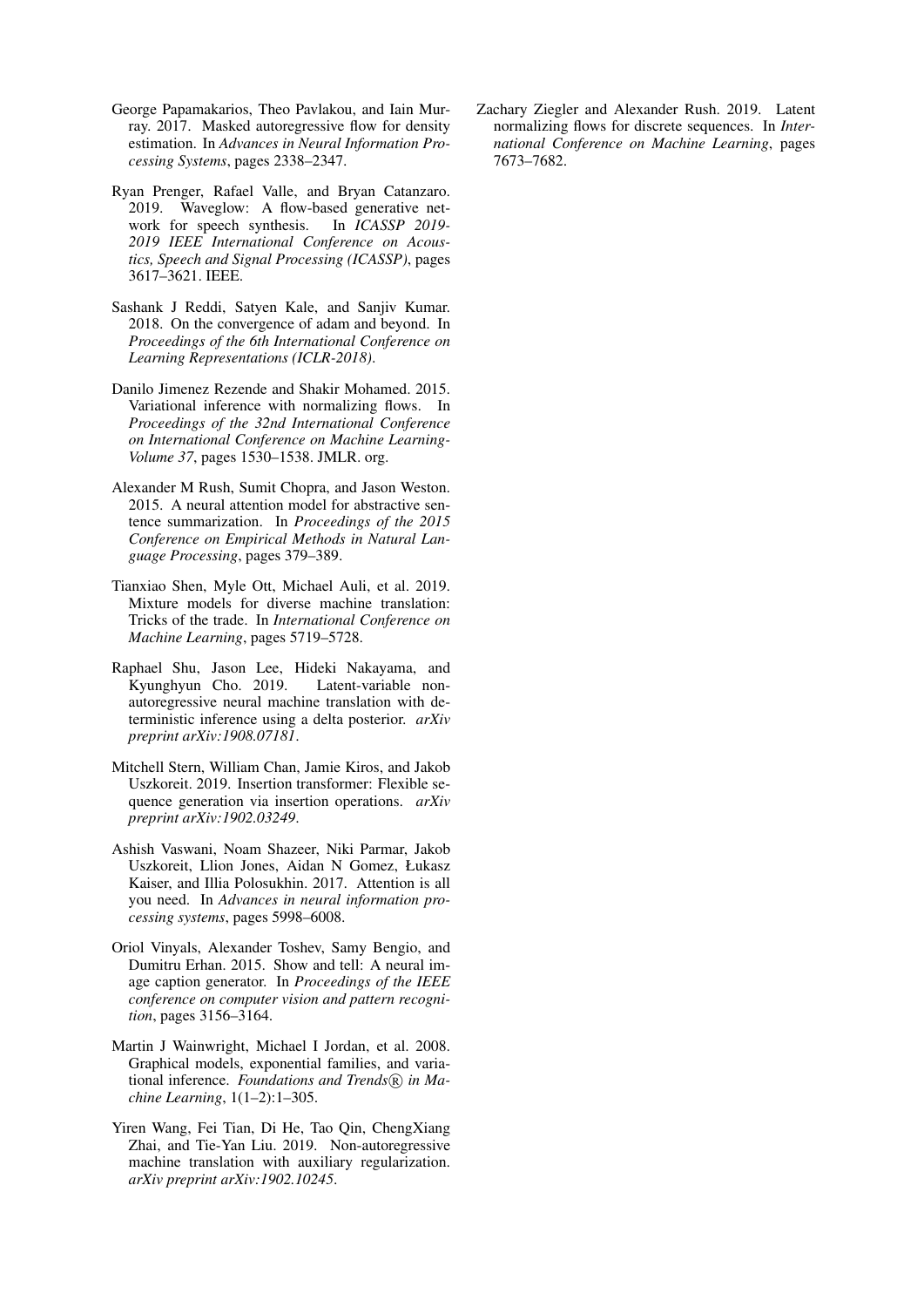George Papamakarios, Theo Pavlakou, and Iain Murray. 2017. Masked autoregressive flow for density estimation. In *Advances in Neural Information Processing Systems*, pages 2338–2347.

Ryan Prenger, Rafael Valle, and Bryan Catanzaro. 2019. Waveglow: A flow-based generative network for speech synthesis. In *ICASSP 2019-2019 IEEE International Conference on Acoustics, Speech and Signal Processing (ICASSP)*, pages 3617–3621. IEEE.

Sashank J Reddi, Satyen Kale, and Sanjiv Kumar. 2018. On the convergence of adam and beyond. In *Proceedings of the 6th International Conference on Learning Representations (ICLR-2018)*.

Danilo Jimenez Rezende and Shakir Mohamed. 2015. Variational inference with normalizing flows. In *Proceedings of the 32nd International Conference on International Conference on Machine Learning-Volume 37*, pages 1530–1538. JMLR. org.

Alexander M Rush, Sumit Chopra, and Jason Weston. 2015. A neural attention model for abstractive sentence summarization. In *Proceedings of the 2015 Conference on Empirical Methods in Natural Language Processing*, pages 379–389.

Tianxiao Shen, Myle Ott, Michael Auli, et al. 2019. Mixture models for diverse machine translation: Tricks of the trade. In *International Conference on Machine Learning*, pages 5719–5728.

Raphael Shu, Jason Lee, Hideki Nakayama, and Kyunghyun Cho. 2019. Latent-variable non-autoregressive neural machine translation with deterministic inference using a delta posterior. *arXiv preprint arXiv:1908.07181*.

Mitchell Stern, William Chan, Jamie Kiros, and Jakob Uszkoreit. 2019. Insertion transformer: Flexible sequence generation via insertion operations. *arXiv preprint arXiv:1902.03249*.

Ashish Vaswani, Noam Shazeer, Niki Parmar, Jakob Uszkoreit, Llion Jones, Aidan N Gomez, Łukasz Kaiser, and Illia Polosukhin. 2017. Attention is all you need. In *Advances in neural information processing systems*, pages 5998–6008.

Oriol Vinyals, Alexander Toshev, Samy Bengio, and Dumitru Erhan. 2015. Show and tell: A neural image caption generator. In *Proceedings of the IEEE conference on computer vision and pattern recognition*, pages 3156–3164.

Martin J Wainwright, Michael I Jordan, et al. 2008. Graphical models, exponential families, and variational inference. *Foundations and Trends® in Machine Learning*, 1(1–2):1–305.

Yiren Wang, Fei Tian, Di He, Tao Qin, ChengXiang Zhai, and Tie-Yan Liu. 2019. Non-autoregressive machine translation with auxiliary regularization. *arXiv preprint arXiv:1902.10245*.

Zachary Ziegler and Alexander Rush. 2019. Latent normalizing flows for discrete sequences. In *International Conference on Machine Learning*, pages 7673–7682.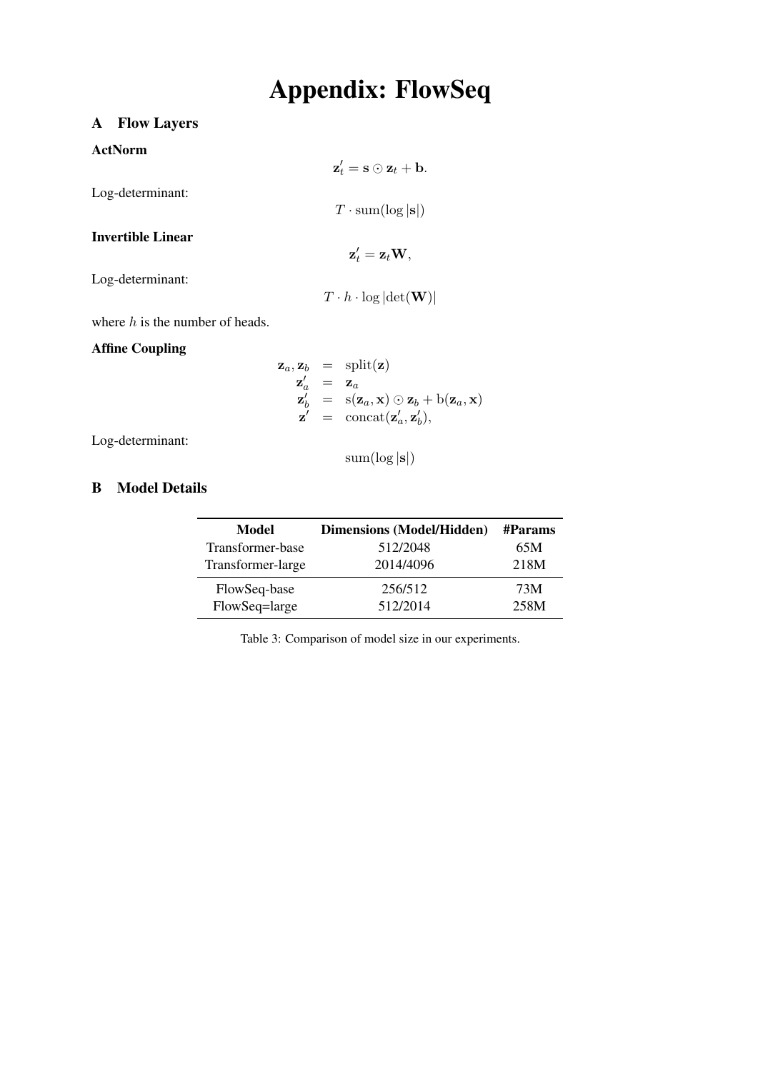# Appendix: FlowSeq

## A Flow Layers

### ActNorm

$$\mathbf{z}'_t = \mathbf{s} \odot \mathbf{z}_t + \mathbf{b}.$$

Log-determinant:

$$T \cdot \mathrm{sum}(\log |\mathbf{s}|)$$

### Invertible Linear

$$\mathbf{z}'_t = \mathbf{z}_t \mathbf{W},$$

Log-determinant:

$$T \cdot h \cdot \log |\det(\mathbf{W})|$$

where $h$ is the number of heads.

### Affine Coupling

$$\begin{aligned}
\mathbf{z}_a, \mathbf{z}_b &= \mathrm{split}(\mathbf{z}) \\
\mathbf{z}'_a &= \mathbf{z}_a \\
\mathbf{z}'_b &= \mathrm{s}(\mathbf{z}_a, \mathbf{x}) \odot \mathbf{z}_b + \mathrm{b}(\mathbf{z}_a, \mathbf{x}) \\
\mathbf{z}' &= \mathrm{concat}(\mathbf{z}'_a, \mathbf{z}'_b),
\end{aligned}$$

Log-determinant:

$$\mathrm{sum}(\log |\mathbf{s}|)$$

## B Model Details

| Model | Dimensions (Model/Hidden) | #Params |
|---|---|---|
| Transformer-base | 512/2048 | 65M |
| Transformer-large | 2014/4096 | 218M |
| FlowSeq-base | 256/512 | 73M |
| FlowSeq=large | 512/2014 | 258M |

Table 3: Comparison of model size in our experiments.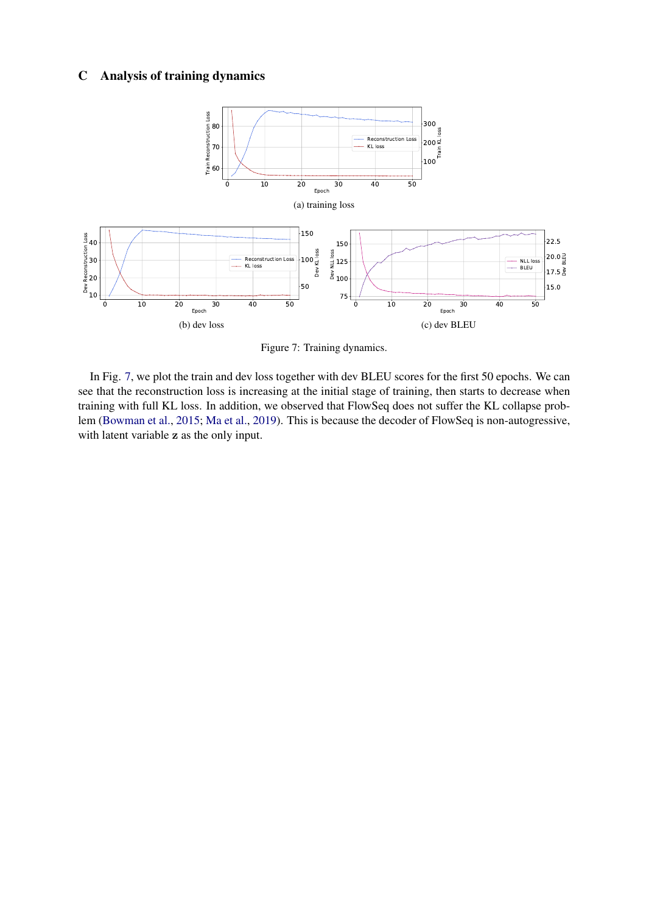## C Analysis of training dynamics

(a) training loss

(b) dev loss

(c) dev BLEU

Figure 7: Training dynamics.

In Fig. 7, we plot the train and dev loss together with dev BLEU scores for the first 50 epochs. We can see that the reconstruction loss is increasing at the initial stage of training, then starts to decrease when training with full KL loss. In addition, we observed that FlowSeq does not suffer the KL collapse problem (Bowman et al., 2015; Ma et al., 2019). This is because the decoder of FlowSeq is non-autogressive, with latent variable **z** as the only input.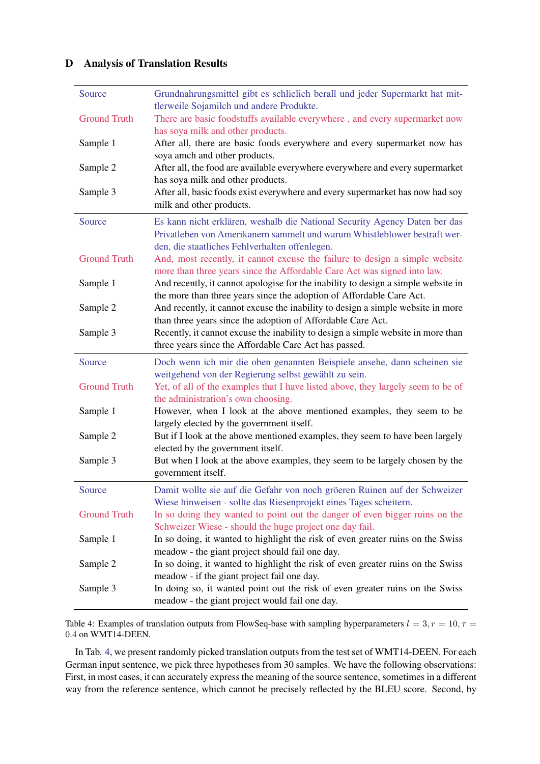## D Analysis of Translation Results

| | |
|---|---|
| Source | Grundnahrungsmittel gibt es schlielich berall und jeder Supermarkt hat mittlerweile Sojamilch und andere Produkte. |
| Ground Truth | There are basic foodstuffs available everywhere , and every supermarket now has soya milk and other products. |
| Sample 1 | After all, there are basic foods everywhere and every supermarket now has soya amch and other products. |
| Sample 2 | After all, the food are available everywhere everywhere and every supermarket has soya milk and other products. |
| Sample 3 | After all, basic foods exist everywhere and every supermarket has now had soy milk and other products. |
| Source | Es kann nicht erklären, weshalb die National Security Agency Daten ber das Privatleben von Amerikanern sammelt und warum Whistleblower bestraft werden, die staatliches Fehlverhalten offenlegen. |
| Ground Truth | And, most recently, it cannot excuse the failure to design a simple website more than three years since the Affordable Care Act was signed into law. |
| Sample 1 | And recently, it cannot apologise for the inability to design a simple website in the more than three years since the adoption of Affordable Care Act. |
| Sample 2 | And recently, it cannot excuse the inability to design a simple website in more than three years since the adoption of Affordable Care Act. |
| Sample 3 | Recently, it cannot excuse the inability to design a simple website in more than three years since the Affordable Care Act has passed. |
| Source | Doch wenn ich mir die oben genannten Beispiele ansehe, dann scheinen sie weitgehend von der Regierung selbst gewählt zu sein. |
| Ground Truth | Yet, of all of the examples that I have listed above, they largely seem to be of the administration's own choosing. |
| Sample 1 | However, when I look at the above mentioned examples, they seem to be largely elected by the government itself. |
| Sample 2 | But if I look at the above mentioned examples, they seem to have been largely elected by the government itself. |
| Sample 3 | But when I look at the above examples, they seem to be largely chosen by the government itself. |
| Source | Damit wollte sie auf die Gefahr von noch größeren Ruinen auf der Schweizer Wiese hinweisen - sollte das Riesenprojekt eines Tages scheitern. |
| Ground Truth | In so doing they wanted to point out the danger of even bigger ruins on the Schweizer Wiese - should the huge project one day fail. |
| Sample 1 | In so doing, it wanted to highlight the risk of even greater ruins on the Swiss meadow - the giant project should fail one day. |
| Sample 2 | In so doing, it wanted to highlight the risk of even greater ruins on the Swiss meadow - if the giant project fail one day. |
| Sample 3 | In doing so, it wanted point out the risk of even greater ruins on the Swiss meadow - the giant project would fail one day. |

Table 4: Examples of translation outputs from FlowSeq-base with sampling hyperparameters $l = 3, r = 10, \tau = 0.4$ on WMT14-DEEN.

In Tab. 4, we present randomly picked translation outputs from the test set of WMT14-DEEN. For each German input sentence, we pick three hypotheses from 30 samples. We have the following observations: First, in most cases, it can accurately express the meaning of the source sentence, sometimes in a different way from the reference sentence, which cannot be precisely reflected by the BLEU score. Second, by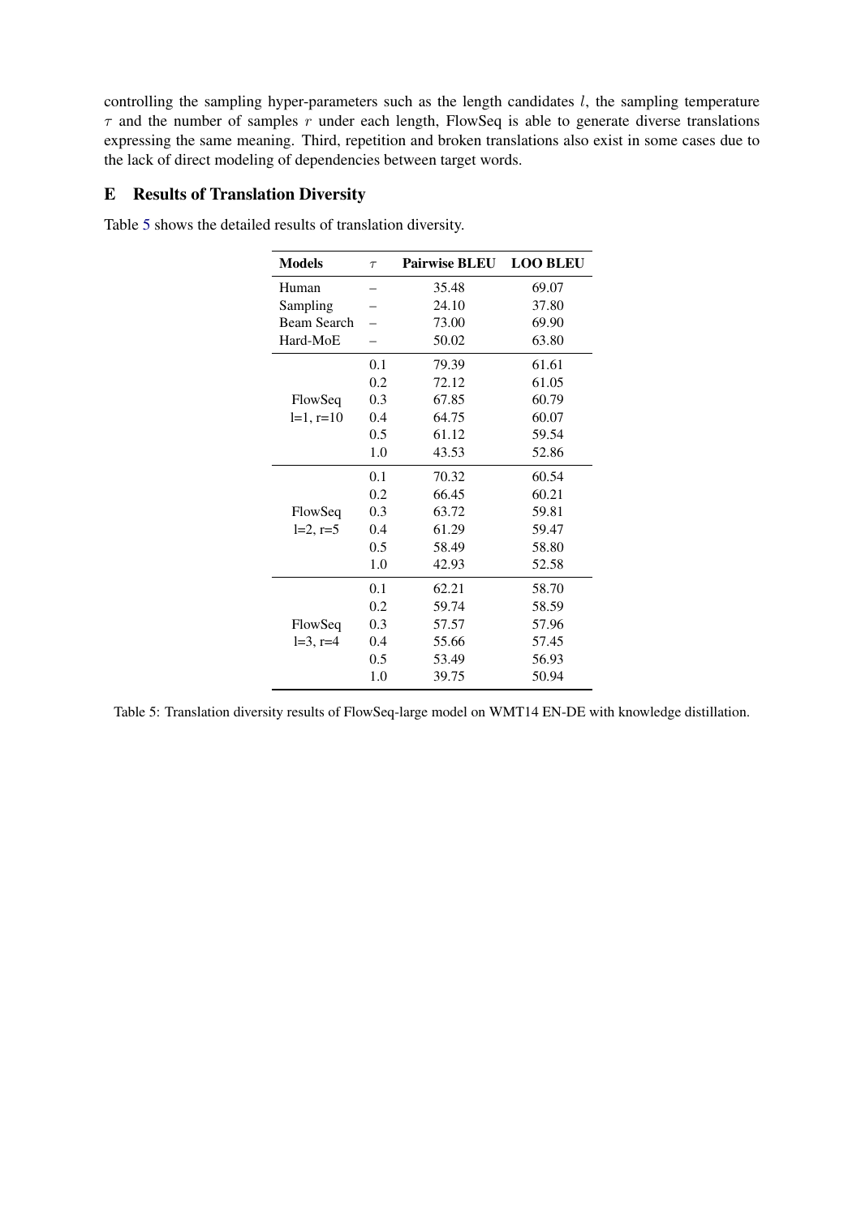controlling the sampling hyper-parameters such as the length candidates $l$, the sampling temperature $\tau$ and the number of samples $r$ under each length, FlowSeq is able to generate diverse translations expressing the same meaning. Third, repetition and broken translations also exist in some cases due to the lack of direct modeling of dependencies between target words.

## E Results of Translation Diversity

Table 5 shows the detailed results of translation diversity.

| **Models** | $\tau$ | **Pairwise BLEU** | **LOO BLEU** |
|---|---|---|---|
| Human | – | 35.48 | 69.07 |
| Sampling | – | 24.10 | 37.80 |
| Beam Search | – | 73.00 | 69.90 |
| Hard-MoE | – | 50.02 | 63.80 |
| FlowSeq l=1, r=10 | 0.1 | 79.39 | 61.61 |
| | 0.2 | 72.12 | 61.05 |
| | 0.3 | 67.85 | 60.79 |
| | 0.4 | 64.75 | 60.07 |
| | 0.5 | 61.12 | 59.54 |
| | 1.0 | 43.53 | 52.86 |
| FlowSeq l=2, r=5 | 0.1 | 70.32 | 60.54 |
| | 0.2 | 66.45 | 60.21 |
| | 0.3 | 63.72 | 59.81 |
| | 0.4 | 61.29 | 59.47 |
| | 0.5 | 58.49 | 58.80 |
| | 1.0 | 42.93 | 52.58 |
| FlowSeq l=3, r=4 | 0.1 | 62.21 | 58.70 |
| | 0.2 | 59.74 | 58.59 |
| | 0.3 | 57.57 | 57.96 |
| | 0.4 | 55.66 | 57.45 |
| | 0.5 | 53.49 | 56.93 |
| | 1.0 | 39.75 | 50.94 |

Table 5: Translation diversity results of FlowSeq-large model on WMT14 EN-DE with knowledge distillation.